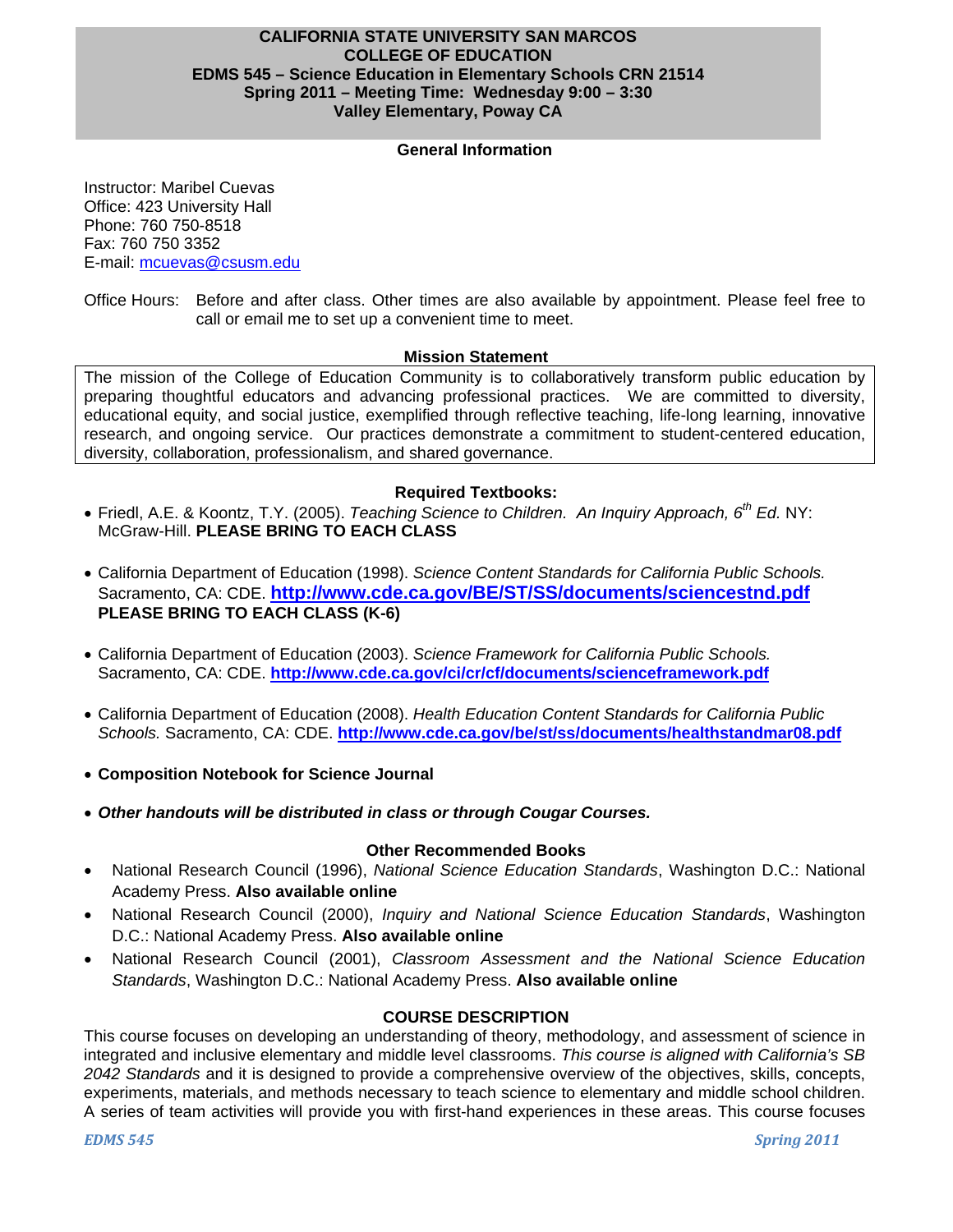**CALIFORNIA STATE UNIVERSITY SAN MARCOS**
**COLLEGE OF EDUCATION**
**EDMS 545 – Science Education in Elementary Schools CRN 21514**
**Spring 2011 – Meeting Time: Wednesday 9:00 – 3:30**
**Valley Elementary, Poway CA**

## General Information

Instructor: Maribel Cuevas
Office: 423 University Hall
Phone: 760 750-8518
Fax: 760 750 3352
E-mail: mcuevas@csusm.edu

Office Hours: Before and after class. Other times are also available by appointment. Please feel free to call or email me to set up a convenient time to meet.

## Mission Statement

The mission of the College of Education Community is to collaboratively transform public education by preparing thoughtful educators and advancing professional practices. We are committed to diversity, educational equity, and social justice, exemplified through reflective teaching, life-long learning, innovative research, and ongoing service. Our practices demonstrate a commitment to student-centered education, diversity, collaboration, professionalism, and shared governance.

## Required Textbooks:

- Friedl, A.E. & Koontz, T.Y. (2005). *Teaching Science to Children. An Inquiry Approach, 6th Ed.* NY: McGraw-Hill. **PLEASE BRING TO EACH CLASS**
- California Department of Education (1998). *Science Content Standards for California Public Schools.* Sacramento, CA: CDE. **http://www.cde.ca.gov/BE/ST/SS/documents/sciencestnd.pdf** **PLEASE BRING TO EACH CLASS (K-6)**
- California Department of Education (2003). *Science Framework for California Public Schools.* Sacramento, CA: CDE. **http://www.cde.ca.gov/ci/cr/cf/documents/scienceframework.pdf**
- California Department of Education (2008). *Health Education Content Standards for California Public Schools.* Sacramento, CA: CDE. **http://www.cde.ca.gov/be/st/ss/documents/healthstandmar08.pdf**
- **Composition Notebook for Science Journal**
- ***Other handouts will be distributed in class or through Cougar Courses.***

## Other Recommended Books

- National Research Council (1996), *National Science Education Standards*, Washington D.C.: National Academy Press. **Also available online**
- National Research Council (2000), *Inquiry and National Science Education Standards*, Washington D.C.: National Academy Press. **Also available online**
- National Research Council (2001), *Classroom Assessment and the National Science Education Standards*, Washington D.C.: National Academy Press. **Also available online**

## COURSE DESCRIPTION

This course focuses on developing an understanding of theory, methodology, and assessment of science in integrated and inclusive elementary and middle level classrooms. *This course is aligned with California's SB 2042 Standards* and it is designed to provide a comprehensive overview of the objectives, skills, concepts, experiments, materials, and methods necessary to teach science to elementary and middle school children. A series of team activities will provide you with first-hand experiences in these areas. This course focuses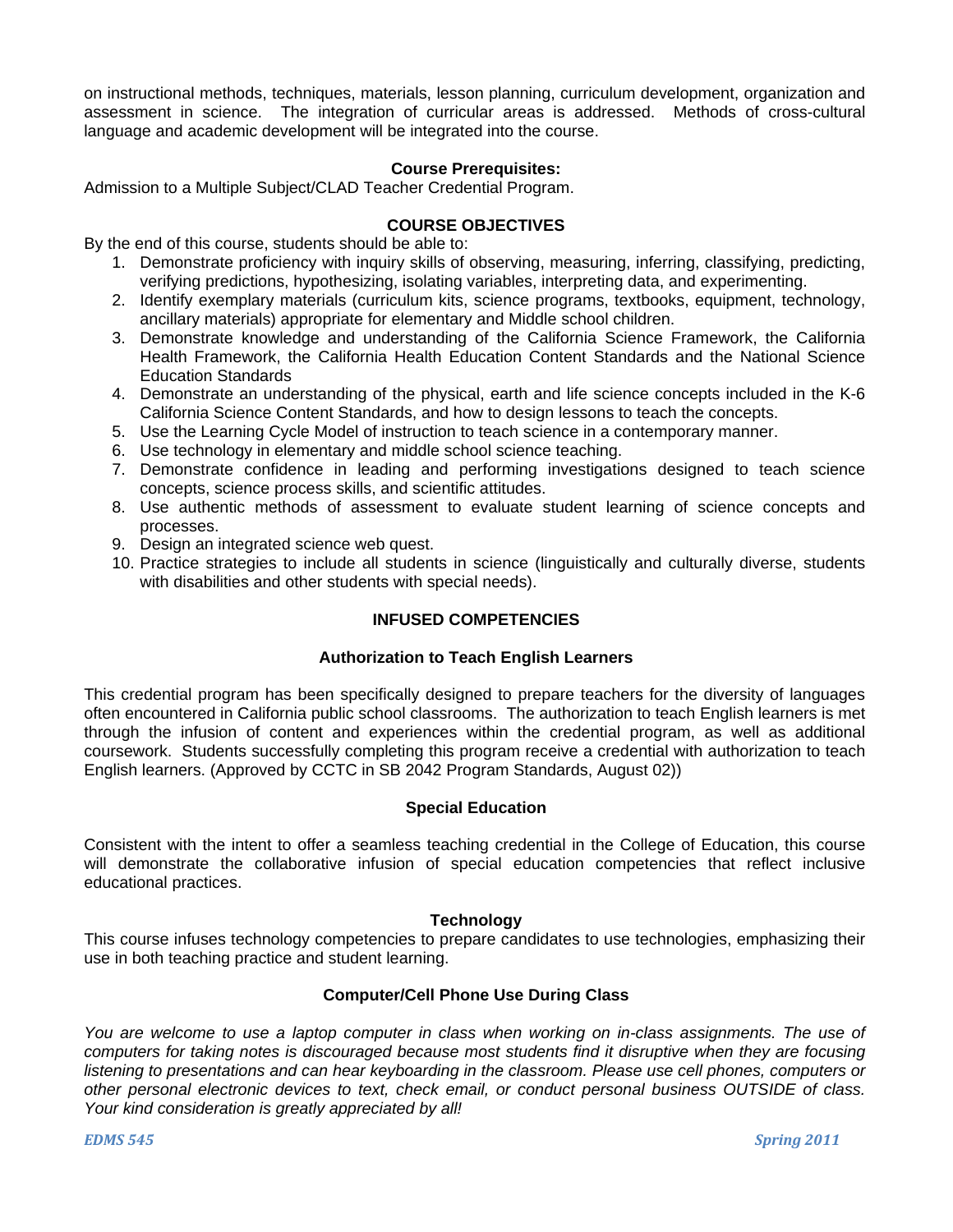on instructional methods, techniques, materials, lesson planning, curriculum development, organization and assessment in science. The integration of curricular areas is addressed. Methods of cross-cultural language and academic development will be integrated into the course.

**Course Prerequisites:**

Admission to a Multiple Subject/CLAD Teacher Credential Program.

## COURSE OBJECTIVES

By the end of this course, students should be able to:

1. Demonstrate proficiency with inquiry skills of observing, measuring, inferring, classifying, predicting, verifying predictions, hypothesizing, isolating variables, interpreting data, and experimenting.
2. Identify exemplary materials (curriculum kits, science programs, textbooks, equipment, technology, ancillary materials) appropriate for elementary and Middle school children.
3. Demonstrate knowledge and understanding of the California Science Framework, the California Health Framework, the California Health Education Content Standards and the National Science Education Standards
4. Demonstrate an understanding of the physical, earth and life science concepts included in the K-6 California Science Content Standards, and how to design lessons to teach the concepts.
5. Use the Learning Cycle Model of instruction to teach science in a contemporary manner.
6. Use technology in elementary and middle school science teaching.
7. Demonstrate confidence in leading and performing investigations designed to teach science concepts, science process skills, and scientific attitudes.
8. Use authentic methods of assessment to evaluate student learning of science concepts and processes.
9. Design an integrated science web quest.
10. Practice strategies to include all students in science (linguistically and culturally diverse, students with disabilities and other students with special needs).

## INFUSED COMPETENCIES

### Authorization to Teach English Learners

This credential program has been specifically designed to prepare teachers for the diversity of languages often encountered in California public school classrooms. The authorization to teach English learners is met through the infusion of content and experiences within the credential program, as well as additional coursework. Students successfully completing this program receive a credential with authorization to teach English learners. (Approved by CCTC in SB 2042 Program Standards, August 02))

### Special Education

Consistent with the intent to offer a seamless teaching credential in the College of Education, this course will demonstrate the collaborative infusion of special education competencies that reflect inclusive educational practices.

### Technology

This course infuses technology competencies to prepare candidates to use technologies, emphasizing their use in both teaching practice and student learning.

### Computer/Cell Phone Use During Class

*You are welcome to use a laptop computer in class when working on in-class assignments. The use of computers for taking notes is discouraged because most students find it disruptive when they are focusing listening to presentations and can hear keyboarding in the classroom. Please use cell phones, computers or other personal electronic devices to text, check email, or conduct personal business OUTSIDE of class. Your kind consideration is greatly appreciated by all!*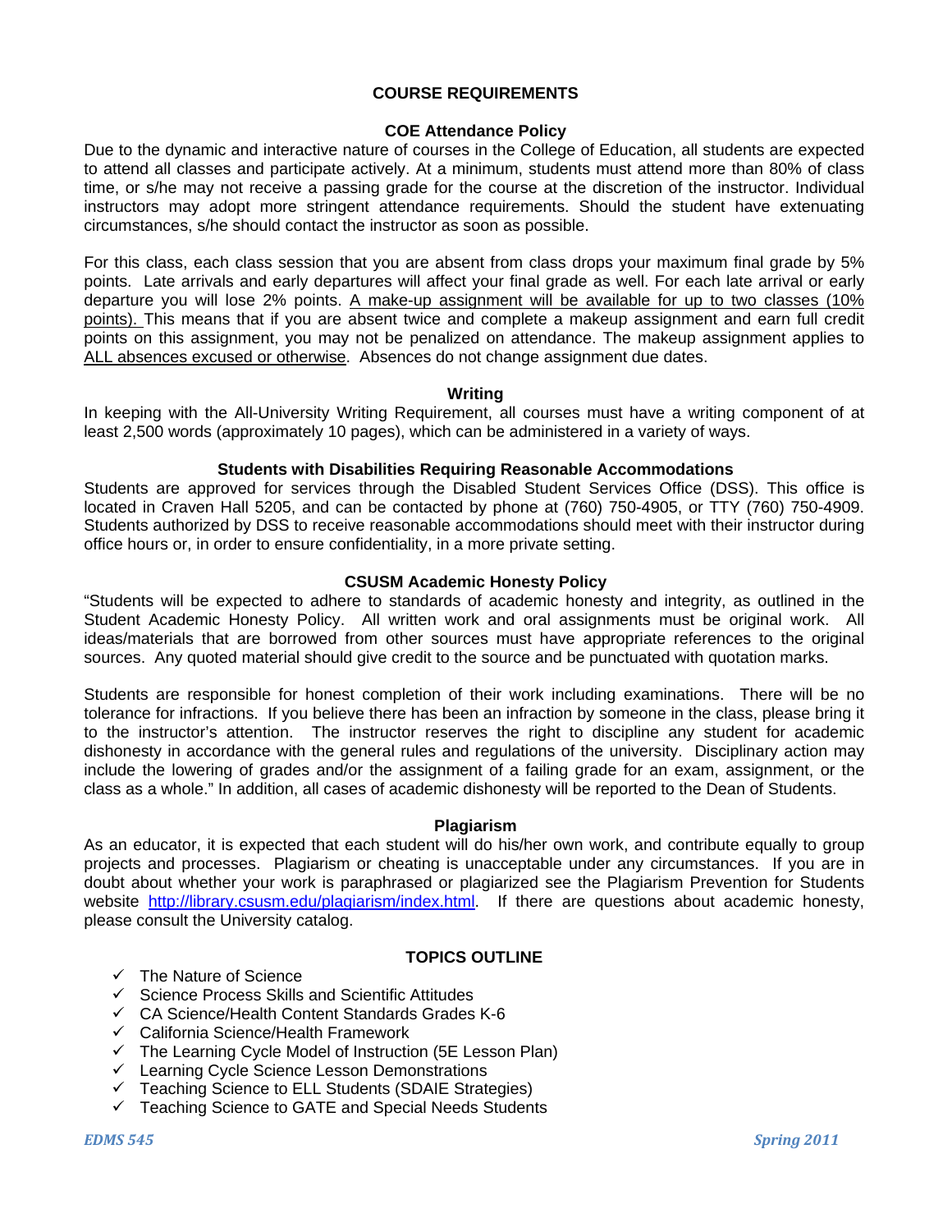## COURSE REQUIREMENTS

### COE Attendance Policy

Due to the dynamic and interactive nature of courses in the College of Education, all students are expected to attend all classes and participate actively. At a minimum, students must attend more than 80% of class time, or s/he may not receive a passing grade for the course at the discretion of the instructor. Individual instructors may adopt more stringent attendance requirements. Should the student have extenuating circumstances, s/he should contact the instructor as soon as possible.

For this class, each class session that you are absent from class drops your maximum final grade by 5% points. Late arrivals and early departures will affect your final grade as well. For each late arrival or early departure you will lose 2% points. <u>A make-up assignment will be available for up to two classes (10% points).</u> This means that if you are absent twice and complete a makeup assignment and earn full credit points on this assignment, you may not be penalized on attendance. The makeup assignment applies to <u>ALL absences excused or otherwise</u>. Absences do not change assignment due dates.

### Writing

In keeping with the All-University Writing Requirement, all courses must have a writing component of at least 2,500 words (approximately 10 pages), which can be administered in a variety of ways.

### Students with Disabilities Requiring Reasonable Accommodations

Students are approved for services through the Disabled Student Services Office (DSS). This office is located in Craven Hall 5205, and can be contacted by phone at (760) 750-4905, or TTY (760) 750-4909. Students authorized by DSS to receive reasonable accommodations should meet with their instructor during office hours or, in order to ensure confidentiality, in a more private setting.

### CSUSM Academic Honesty Policy

"Students will be expected to adhere to standards of academic honesty and integrity, as outlined in the Student Academic Honesty Policy. All written work and oral assignments must be original work. All ideas/materials that are borrowed from other sources must have appropriate references to the original sources. Any quoted material should give credit to the source and be punctuated with quotation marks.

Students are responsible for honest completion of their work including examinations. There will be no tolerance for infractions. If you believe there has been an infraction by someone in the class, please bring it to the instructor's attention. The instructor reserves the right to discipline any student for academic dishonesty in accordance with the general rules and regulations of the university. Disciplinary action may include the lowering of grades and/or the assignment of a failing grade for an exam, assignment, or the class as a whole." In addition, all cases of academic dishonesty will be reported to the Dean of Students.

### Plagiarism

As an educator, it is expected that each student will do his/her own work, and contribute equally to group projects and processes. Plagiarism or cheating is unacceptable under any circumstances. If you are in doubt about whether your work is paraphrased or plagiarized see the Plagiarism Prevention for Students website http://library.csusm.edu/plagiarism/index.html. If there are questions about academic honesty, please consult the University catalog.

## TOPICS OUTLINE

- ✓ The Nature of Science
- ✓ Science Process Skills and Scientific Attitudes
- ✓ CA Science/Health Content Standards Grades K-6
- ✓ California Science/Health Framework
- ✓ The Learning Cycle Model of Instruction (5E Lesson Plan)
- ✓ Learning Cycle Science Lesson Demonstrations
- ✓ Teaching Science to ELL Students (SDAIE Strategies)
- ✓ Teaching Science to GATE and Special Needs Students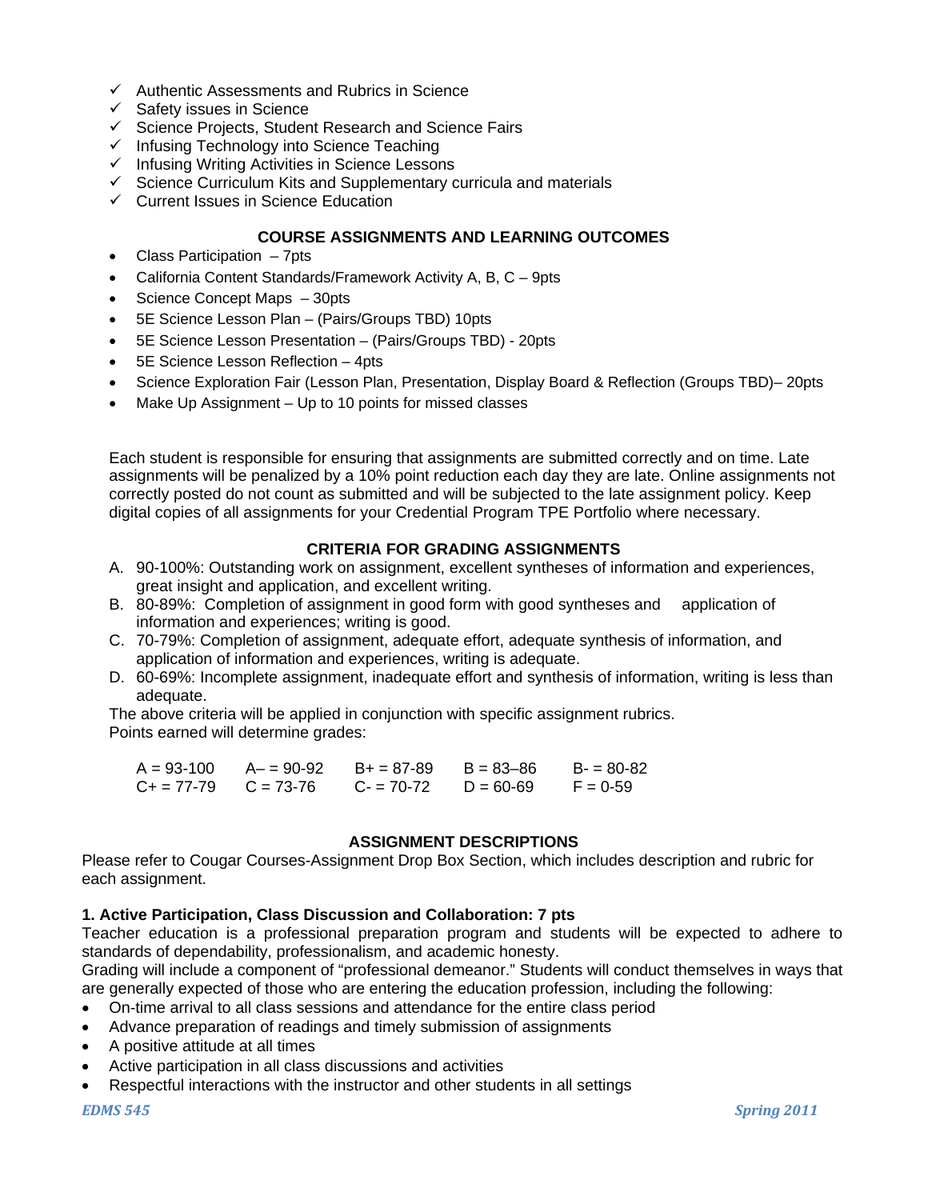- ✓ Authentic Assessments and Rubrics in Science
- ✓ Safety issues in Science
- ✓ Science Projects, Student Research and Science Fairs
- ✓ Infusing Technology into Science Teaching
- ✓ Infusing Writing Activities in Science Lessons
- ✓ Science Curriculum Kits and Supplementary curricula and materials
- ✓ Current Issues in Science Education

### COURSE ASSIGNMENTS AND LEARNING OUTCOMES

- Class Participation – 7pts
- California Content Standards/Framework Activity A, B, C – 9pts
- Science Concept Maps – 30pts
- 5E Science Lesson Plan – (Pairs/Groups TBD) 10pts
- 5E Science Lesson Presentation – (Pairs/Groups TBD) - 20pts
- 5E Science Lesson Reflection – 4pts
- Science Exploration Fair (Lesson Plan, Presentation, Display Board & Reflection (Groups TBD)– 20pts
- Make Up Assignment – Up to 10 points for missed classes

Each student is responsible for ensuring that assignments are submitted correctly and on time. Late assignments will be penalized by a 10% point reduction each day they are late. Online assignments not correctly posted do not count as submitted and will be subjected to the late assignment policy. Keep digital copies of all assignments for your Credential Program TPE Portfolio where necessary.

### CRITERIA FOR GRADING ASSIGNMENTS

A. 90-100%: Outstanding work on assignment, excellent syntheses of information and experiences, great insight and application, and excellent writing.
B. 80-89%: Completion of assignment in good form with good syntheses and application of information and experiences; writing is good.
C. 70-79%: Completion of assignment, adequate effort, adequate synthesis of information, and application of information and experiences, writing is adequate.
D. 60-69%: Incomplete assignment, inadequate effort and synthesis of information, writing is less than adequate.

The above criteria will be applied in conjunction with specific assignment rubrics.
Points earned will determine grades:

| | | | | |
|---|---|---|---|---|
| A = 93-100 | A– = 90-92 | B+ = 87-89 | B = 83–86 | B- = 80-82 |
| C+ = 77-79 | C = 73-76 | C- = 70-72 | D = 60-69 | F = 0-59 |

### ASSIGNMENT DESCRIPTIONS

Please refer to Cougar Courses-Assignment Drop Box Section, which includes description and rubric for each assignment.

**1. Active Participation, Class Discussion and Collaboration: 7 pts**

Teacher education is a professional preparation program and students will be expected to adhere to standards of dependability, professionalism, and academic honesty.
Grading will include a component of "professional demeanor." Students will conduct themselves in ways that are generally expected of those who are entering the education profession, including the following:

- On-time arrival to all class sessions and attendance for the entire class period
- Advance preparation of readings and timely submission of assignments
- A positive attitude at all times
- Active participation in all class discussions and activities
- Respectful interactions with the instructor and other students in all settings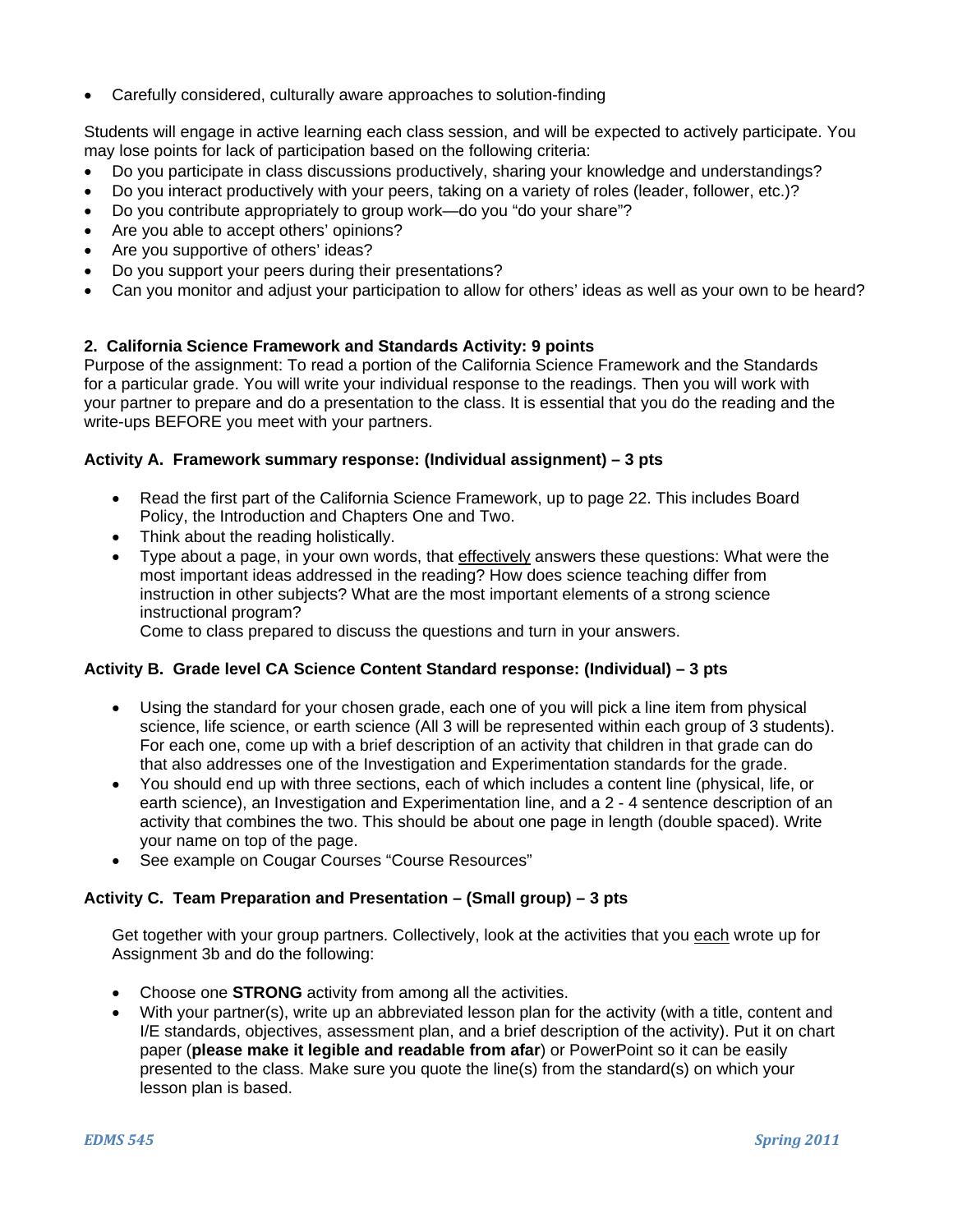- Carefully considered, culturally aware approaches to solution-finding

Students will engage in active learning each class session, and will be expected to actively participate. You may lose points for lack of participation based on the following criteria:

- Do you participate in class discussions productively, sharing your knowledge and understandings?
- Do you interact productively with your peers, taking on a variety of roles (leader, follower, etc.)?
- Do you contribute appropriately to group work—do you "do your share"?
- Are you able to accept others' opinions?
- Are you supportive of others' ideas?
- Do you support your peers during their presentations?
- Can you monitor and adjust your participation to allow for others' ideas as well as your own to be heard?

**2. California Science Framework and Standards Activity: 9 points**

Purpose of the assignment: To read a portion of the California Science Framework and the Standards for a particular grade. You will write your individual response to the readings. Then you will work with your partner to prepare and do a presentation to the class. It is essential that you do the reading and the write-ups BEFORE you meet with your partners.

**Activity A. Framework summary response: (Individual assignment) – 3 pts**

- Read the first part of the California Science Framework, up to page 22. This includes Board Policy, the Introduction and Chapters One and Two.
- Think about the reading holistically.
- Type about a page, in your own words, that effectively answers these questions: What were the most important ideas addressed in the reading? How does science teaching differ from instruction in other subjects? What are the most important elements of a strong science instructional program?

  Come to class prepared to discuss the questions and turn in your answers.

**Activity B. Grade level CA Science Content Standard response: (Individual) – 3 pts**

- Using the standard for your chosen grade, each one of you will pick a line item from physical science, life science, or earth science (All 3 will be represented within each group of 3 students). For each one, come up with a brief description of an activity that children in that grade can do that also addresses one of the Investigation and Experimentation standards for the grade.
- You should end up with three sections, each of which includes a content line (physical, life, or earth science), an Investigation and Experimentation line, and a 2 - 4 sentence description of an activity that combines the two. This should be about one page in length (double spaced). Write your name on top of the page.
- See example on Cougar Courses "Course Resources"

**Activity C. Team Preparation and Presentation – (Small group) – 3 pts**

Get together with your group partners. Collectively, look at the activities that you each wrote up for Assignment 3b and do the following:

- Choose one **STRONG** activity from among all the activities.
- With your partner(s), write up an abbreviated lesson plan for the activity (with a title, content and I/E standards, objectives, assessment plan, and a brief description of the activity). Put it on chart paper (**please make it legible and readable from afar**) or PowerPoint so it can be easily presented to the class. Make sure you quote the line(s) from the standard(s) on which your lesson plan is based.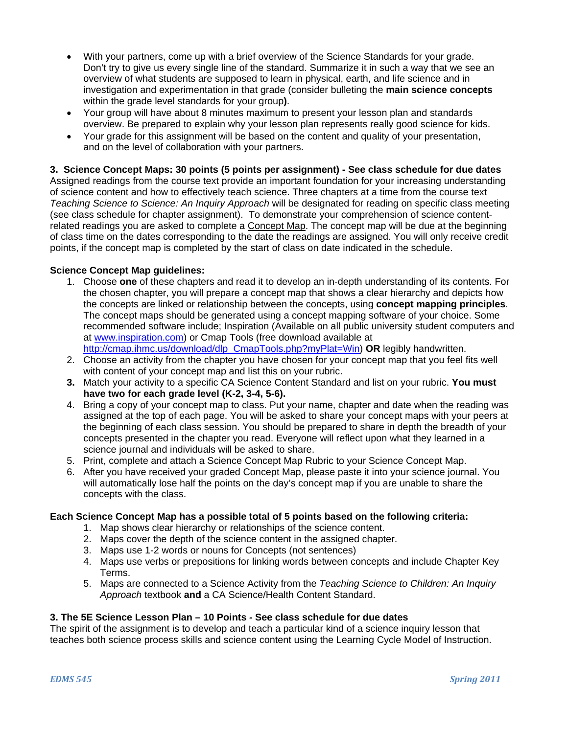- With your partners, come up with a brief overview of the Science Standards for your grade. Don't try to give us every single line of the standard. Summarize it in such a way that we see an overview of what students are supposed to learn in physical, earth, and life science and in investigation and experimentation in that grade (consider bulleting the **main science concepts** within the grade level standards for your group**)**.
- Your group will have about 8 minutes maximum to present your lesson plan and standards overview. Be prepared to explain why your lesson plan represents really good science for kids.
- Your grade for this assignment will be based on the content and quality of your presentation, and on the level of collaboration with your partners.

**3. Science Concept Maps: 30 points (5 points per assignment) - See class schedule for due dates**

Assigned readings from the course text provide an important foundation for your increasing understanding of science content and how to effectively teach science. Three chapters at a time from the course text *Teaching Science to Science: An Inquiry Approach* will be designated for reading on specific class meeting (see class schedule for chapter assignment). To demonstrate your comprehension of science content-related readings you are asked to complete a <u>Concept Map</u>. The concept map will be due at the beginning of class time on the dates corresponding to the date the readings are assigned. You will only receive credit points, if the concept map is completed by the start of class on date indicated in the schedule.

**Science Concept Map guidelines:**

1. Choose **one** of these chapters and read it to develop an in-depth understanding of its contents. For the chosen chapter, you will prepare a concept map that shows a clear hierarchy and depicts how the concepts are linked or relationship between the concepts, using **concept mapping principles**. The concept maps should be generated using a concept mapping software of your choice. Some recommended software include; Inspiration (Available on all public university student computers and at www.inspiration.com) or Cmap Tools (free download available at http://cmap.ihmc.us/download/dlp_CmapTools.php?myPlat=Win) **OR** legibly handwritten.
2. Choose an activity from the chapter you have chosen for your concept map that you feel fits well with content of your concept map and list this on your rubric.
3. Match your activity to a specific CA Science Content Standard and list on your rubric. **You must have two for each grade level (K-2, 3-4, 5-6).**
4. Bring a copy of your concept map to class. Put your name, chapter and date when the reading was assigned at the top of each page. You will be asked to share your concept maps with your peers at the beginning of each class session. You should be prepared to share in depth the breadth of your concepts presented in the chapter you read. Everyone will reflect upon what they learned in a science journal and individuals will be asked to share.
5. Print, complete and attach a Science Concept Map Rubric to your Science Concept Map.
6. After you have received your graded Concept Map, please paste it into your science journal. You will automatically lose half the points on the day's concept map if you are unable to share the concepts with the class.

**Each Science Concept Map has a possible total of 5 points based on the following criteria:**

1. Map shows clear hierarchy or relationships of the science content.
2. Maps cover the depth of the science content in the assigned chapter.
3. Maps use 1-2 words or nouns for Concepts (not sentences)
4. Maps use verbs or prepositions for linking words between concepts and include Chapter Key Terms.
5. Maps are connected to a Science Activity from the *Teaching Science to Children: An Inquiry Approach* textbook **and** a CA Science/Health Content Standard.

**3. The 5E Science Lesson Plan – 10 Points - See class schedule for due dates**

The spirit of the assignment is to develop and teach a particular kind of a science inquiry lesson that teaches both science process skills and science content using the Learning Cycle Model of Instruction.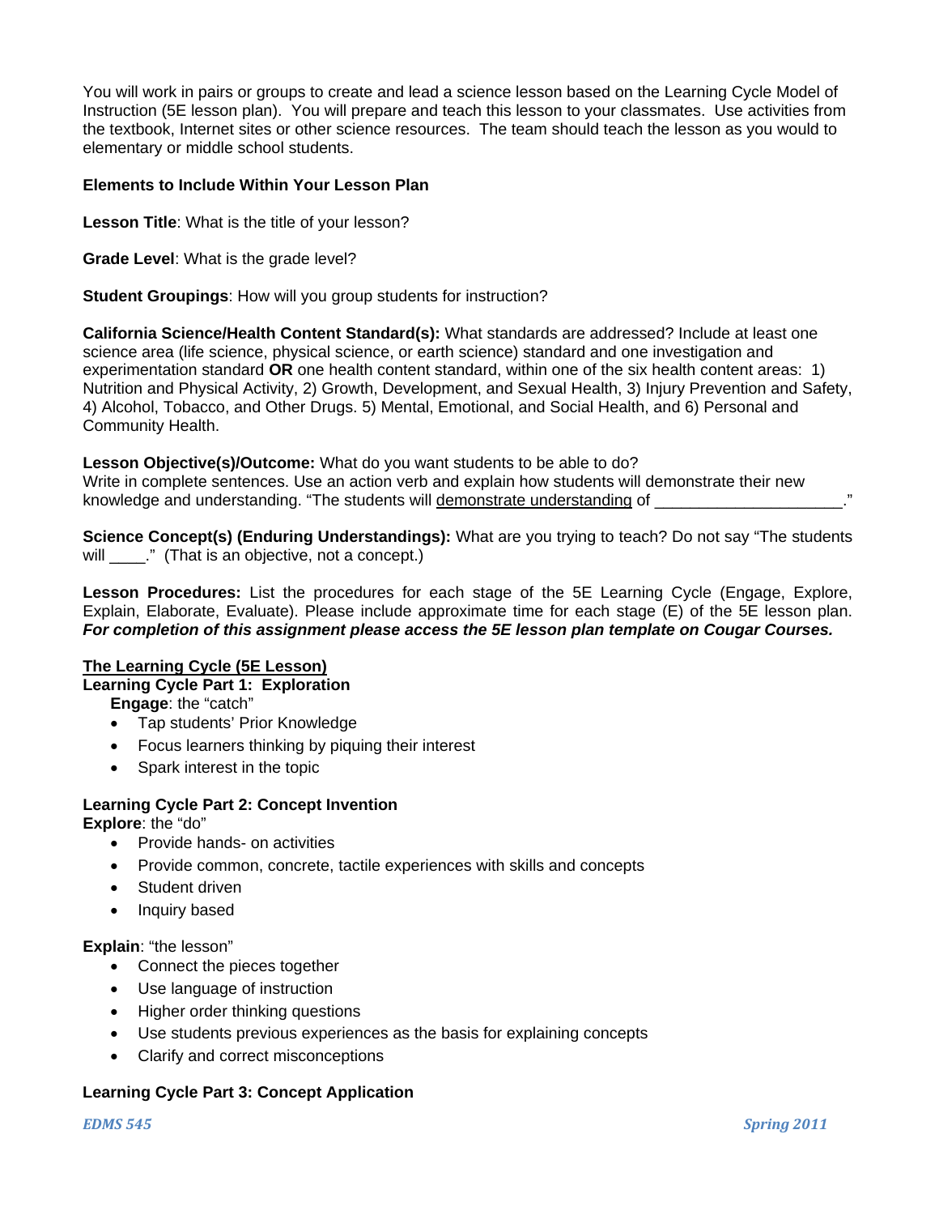You will work in pairs or groups to create and lead a science lesson based on the Learning Cycle Model of Instruction (5E lesson plan). You will prepare and teach this lesson to your classmates. Use activities from the textbook, Internet sites or other science resources. The team should teach the lesson as you would to elementary or middle school students.

**Elements to Include Within Your Lesson Plan**

**Lesson Title**: What is the title of your lesson?

**Grade Level**: What is the grade level?

**Student Groupings**: How will you group students for instruction?

**California Science/Health Content Standard(s):** What standards are addressed? Include at least one science area (life science, physical science, or earth science) standard and one investigation and experimentation standard **OR** one health content standard, within one of the six health content areas: 1) Nutrition and Physical Activity, 2) Growth, Development, and Sexual Health, 3) Injury Prevention and Safety, 4) Alcohol, Tobacco, and Other Drugs. 5) Mental, Emotional, and Social Health, and 6) Personal and Community Health.

**Lesson Objective(s)/Outcome:** What do you want students to be able to do?
Write in complete sentences. Use an action verb and explain how students will demonstrate their new knowledge and understanding. "The students will <u>demonstrate understanding</u> of ____________________."

**Science Concept(s) (Enduring Understandings):** What are you trying to teach? Do not say "The students will ____." (That is an objective, not a concept.)

**Lesson Procedures:** List the procedures for each stage of the 5E Learning Cycle (Engage, Explore, Explain, Elaborate, Evaluate). Please include approximate time for each stage (E) of the 5E lesson plan. ***For completion of this assignment please access the 5E lesson plan template on Cougar Courses.***

**<u>The Learning Cycle (5E Lesson)</u>**

**Learning Cycle Part 1: Exploration**

**Engage**: the "catch"

- Tap students' Prior Knowledge
- Focus learners thinking by piquing their interest
- Spark interest in the topic

**Learning Cycle Part 2: Concept Invention**

**Explore**: the "do"

- Provide hands- on activities
- Provide common, concrete, tactile experiences with skills and concepts
- Student driven
- Inquiry based

**Explain**: "the lesson"

- Connect the pieces together
- Use language of instruction
- Higher order thinking questions
- Use students previous experiences as the basis for explaining concepts
- Clarify and correct misconceptions

**Learning Cycle Part 3: Concept Application**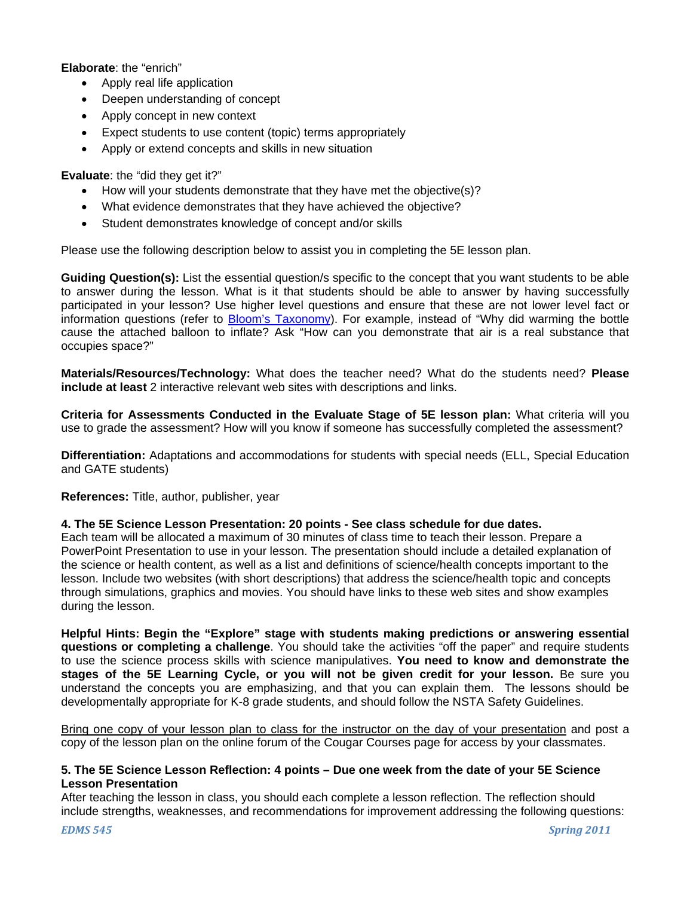**Elaborate**: the "enrich"

- Apply real life application
- Deepen understanding of concept
- Apply concept in new context
- Expect students to use content (topic) terms appropriately
- Apply or extend concepts and skills in new situation

**Evaluate**: the "did they get it?"

- How will your students demonstrate that they have met the objective(s)?
- What evidence demonstrates that they have achieved the objective?
- Student demonstrates knowledge of concept and/or skills

Please use the following description below to assist you in completing the 5E lesson plan.

**Guiding Question(s):** List the essential question/s specific to the concept that you want students to be able to answer during the lesson. What is it that students should be able to answer by having successfully participated in your lesson? Use higher level questions and ensure that these are not lower level fact or information questions (refer to Bloom's Taxonomy). For example, instead of "Why did warming the bottle cause the attached balloon to inflate? Ask "How can you demonstrate that air is a real substance that occupies space?"

**Materials/Resources/Technology:** What does the teacher need? What do the students need? **Please include at least** 2 interactive relevant web sites with descriptions and links.

**Criteria for Assessments Conducted in the Evaluate Stage of 5E lesson plan:** What criteria will you use to grade the assessment? How will you know if someone has successfully completed the assessment?

**Differentiation:** Adaptations and accommodations for students with special needs (ELL, Special Education and GATE students)

**References:** Title, author, publisher, year

**4. The 5E Science Lesson Presentation: 20 points - See class schedule for due dates.**
Each team will be allocated a maximum of 30 minutes of class time to teach their lesson. Prepare a PowerPoint Presentation to use in your lesson. The presentation should include a detailed explanation of the science or health content, as well as a list and definitions of science/health concepts important to the lesson. Include two websites (with short descriptions) that address the science/health topic and concepts through simulations, graphics and movies. You should have links to these web sites and show examples during the lesson.

**Helpful Hints: Begin the "Explore" stage with students making predictions or answering essential questions or completing a challenge**. You should take the activities "off the paper" and require students to use the science process skills with science manipulatives. **You need to know and demonstrate the stages of the 5E Learning Cycle, or you will not be given credit for your lesson.** Be sure you understand the concepts you are emphasizing, and that you can explain them. The lessons should be developmentally appropriate for K-8 grade students, and should follow the NSTA Safety Guidelines.

Bring one copy of your lesson plan to class for the instructor on the day of your presentation and post a copy of the lesson plan on the online forum of the Cougar Courses page for access by your classmates.

**5. The 5E Science Lesson Reflection: 4 points – Due one week from the date of your 5E Science Lesson Presentation**
After teaching the lesson in class, you should each complete a lesson reflection. The reflection should include strengths, weaknesses, and recommendations for improvement addressing the following questions: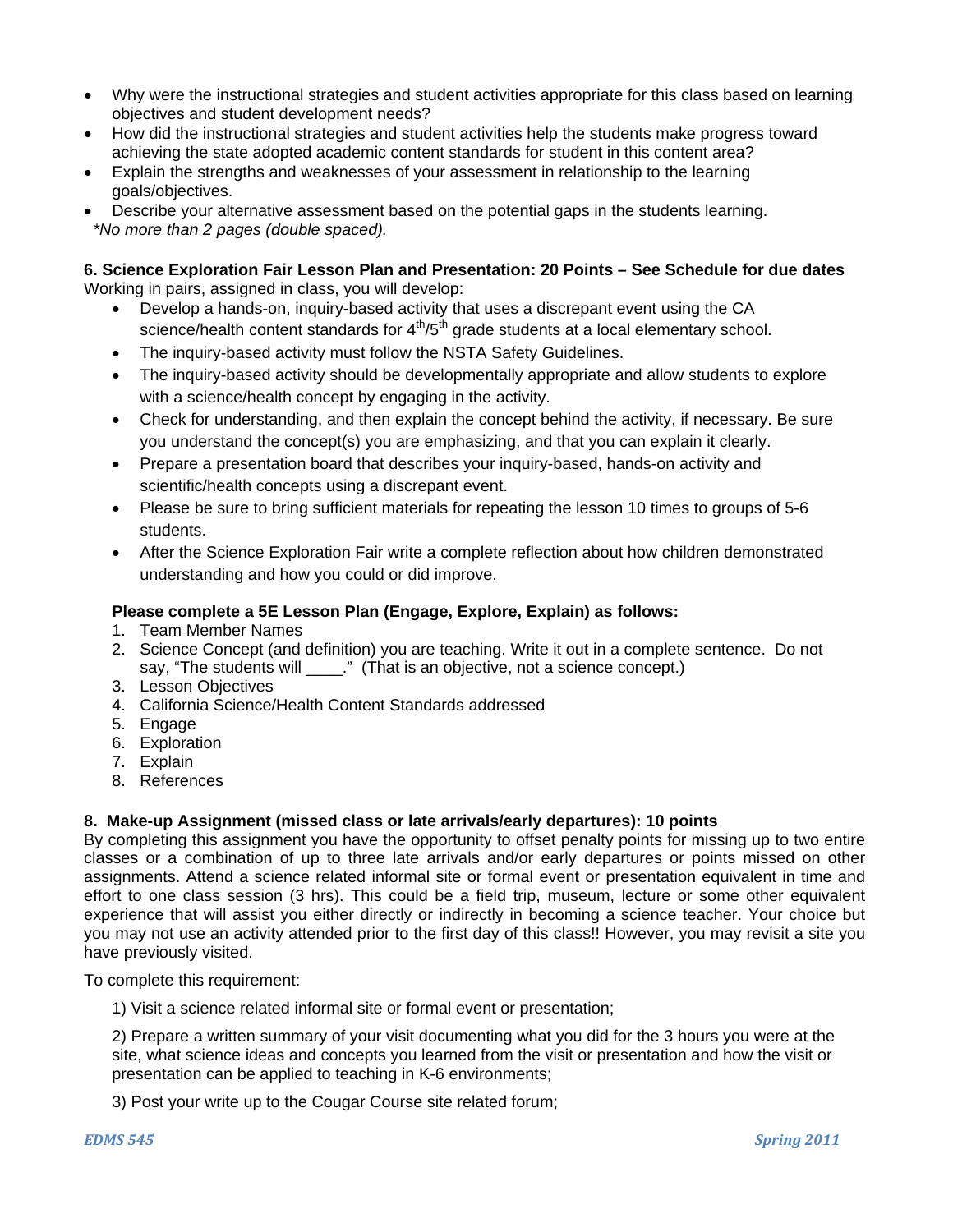- Why were the instructional strategies and student activities appropriate for this class based on learning objectives and student development needs?
- How did the instructional strategies and student activities help the students make progress toward achieving the state adopted academic content standards for student in this content area?
- Explain the strengths and weaknesses of your assessment in relationship to the learning goals/objectives.
- Describe your alternative assessment based on the potential gaps in the students learning.

*\*No more than 2 pages (double spaced).*

**6. Science Exploration Fair Lesson Plan and Presentation: 20 Points – See Schedule for due dates**

Working in pairs, assigned in class, you will develop:

- Develop a hands-on, inquiry-based activity that uses a discrepant event using the CA science/health content standards for $4^{th}/5^{th}$ grade students at a local elementary school.
- The inquiry-based activity must follow the NSTA Safety Guidelines.
- The inquiry-based activity should be developmentally appropriate and allow students to explore with a science/health concept by engaging in the activity.
- Check for understanding, and then explain the concept behind the activity, if necessary. Be sure you understand the concept(s) you are emphasizing, and that you can explain it clearly.
- Prepare a presentation board that describes your inquiry-based, hands-on activity and scientific/health concepts using a discrepant event.
- Please be sure to bring sufficient materials for repeating the lesson 10 times to groups of 5-6 students.
- After the Science Exploration Fair write a complete reflection about how children demonstrated understanding and how you could or did improve.

**Please complete a 5E Lesson Plan (Engage, Explore, Explain) as follows:**

1. Team Member Names
2. Science Concept (and definition) you are teaching. Write it out in a complete sentence. Do not say, "The students will ____." (That is an objective, not a science concept.)
3. Lesson Objectives
4. California Science/Health Content Standards addressed
5. Engage
6. Exploration
7. Explain
8. References

**8. Make-up Assignment (missed class or late arrivals/early departures): 10 points**

By completing this assignment you have the opportunity to offset penalty points for missing up to two entire classes or a combination of up to three late arrivals and/or early departures or points missed on other assignments. Attend a science related informal site or formal event or presentation equivalent in time and effort to one class session (3 hrs). This could be a field trip, museum, lecture or some other equivalent experience that will assist you either directly or indirectly in becoming a science teacher. Your choice but you may not use an activity attended prior to the first day of this class!! However, you may revisit a site you have previously visited.

To complete this requirement:

1) Visit a science related informal site or formal event or presentation;

2) Prepare a written summary of your visit documenting what you did for the 3 hours you were at the site, what science ideas and concepts you learned from the visit or presentation and how the visit or presentation can be applied to teaching in K-6 environments;

3) Post your write up to the Cougar Course site related forum;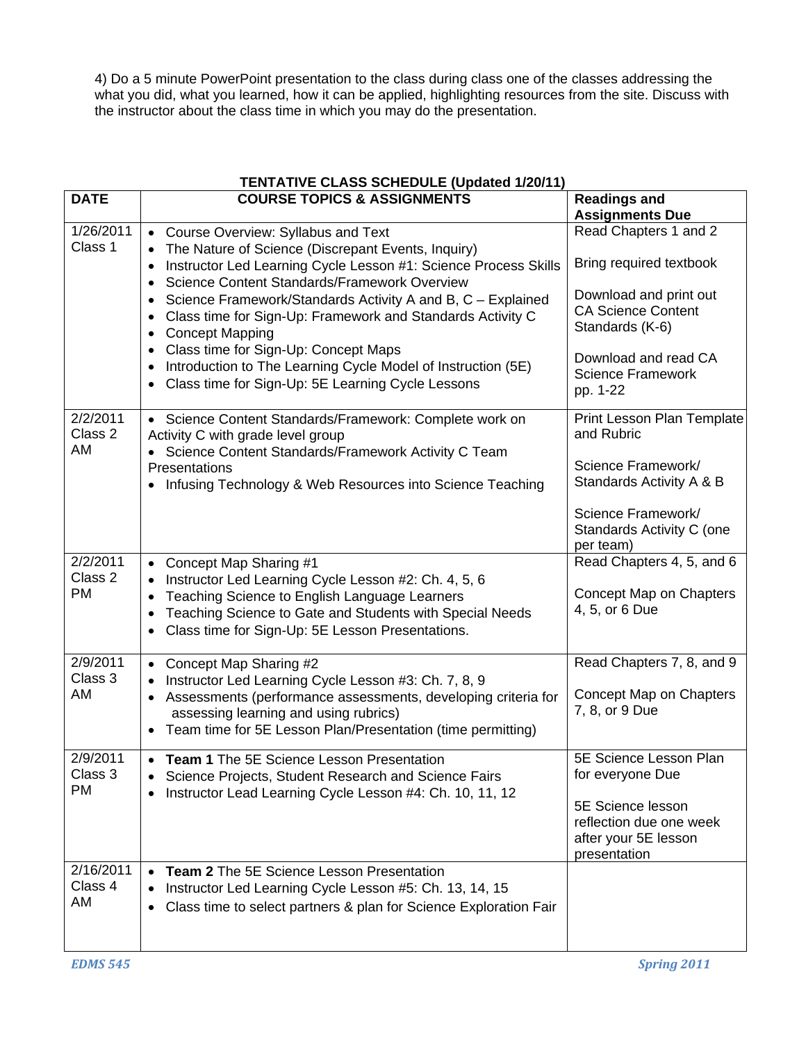4) Do a 5 minute PowerPoint presentation to the class during class one of the classes addressing the what you did, what you learned, how it can be applied, highlighting resources from the site. Discuss with the instructor about the class time in which you may do the presentation.

**TENTATIVE CLASS SCHEDULE (Updated 1/20/11)**

| DATE | COURSE TOPICS & ASSIGNMENTS | Readings and Assignments Due |
|---|---|---|
| 1/26/2011 Class 1 | • Course Overview: Syllabus and Text<br>• The Nature of Science (Discrepant Events, Inquiry)<br>• Instructor Led Learning Cycle Lesson #1: Science Process Skills<br>• Science Content Standards/Framework Overview<br>• Science Framework/Standards Activity A and B, C – Explained<br>• Class time for Sign-Up: Framework and Standards Activity C<br>• Concept Mapping<br>• Class time for Sign-Up: Concept Maps<br>• Introduction to The Learning Cycle Model of Instruction (5E)<br>• Class time for Sign-Up: 5E Learning Cycle Lessons | Read Chapters 1 and 2<br><br>Bring required textbook<br><br>Download and print out CA Science Content Standards (K-6)<br><br>Download and read CA Science Framework pp. 1-22 |
| 2/2/2011 Class 2 AM | • Science Content Standards/Framework: Complete work on Activity C with grade level group<br>• Science Content Standards/Framework Activity C Team Presentations<br>• Infusing Technology & Web Resources into Science Teaching | Print Lesson Plan Template and Rubric<br><br>Science Framework/ Standards Activity A & B<br><br>Science Framework/ Standards Activity C (one per team) |
| 2/2/2011 Class 2 PM | • Concept Map Sharing #1<br>• Instructor Led Learning Cycle Lesson #2: Ch. 4, 5, 6<br>• Teaching Science to English Language Learners<br>• Teaching Science to Gate and Students with Special Needs<br>• Class time for Sign-Up: 5E Lesson Presentations. | Read Chapters 4, 5, and 6<br><br>Concept Map on Chapters 4, 5, or 6 Due |
| 2/9/2011 Class 3 AM | • Concept Map Sharing #2<br>• Instructor Led Learning Cycle Lesson #3: Ch. 7, 8, 9<br>• Assessments (performance assessments, developing criteria for assessing learning and using rubrics)<br>• Team time for 5E Lesson Plan/Presentation (time permitting) | Read Chapters 7, 8, and 9<br><br>Concept Map on Chapters 7, 8, or 9 Due |
| 2/9/2011 Class 3 PM | • **Team 1** The 5E Science Lesson Presentation<br>• Science Projects, Student Research and Science Fairs<br>• Instructor Lead Learning Cycle Lesson #4: Ch. 10, 11, 12 | 5E Science Lesson Plan for everyone Due<br><br>5E Science lesson reflection due one week after your 5E lesson presentation |
| 2/16/2011 Class 4 AM | • **Team 2** The 5E Science Lesson Presentation<br>• Instructor Led Learning Cycle Lesson #5: Ch. 13, 14, 15<br>• Class time to select partners & plan for Science Exploration Fair | |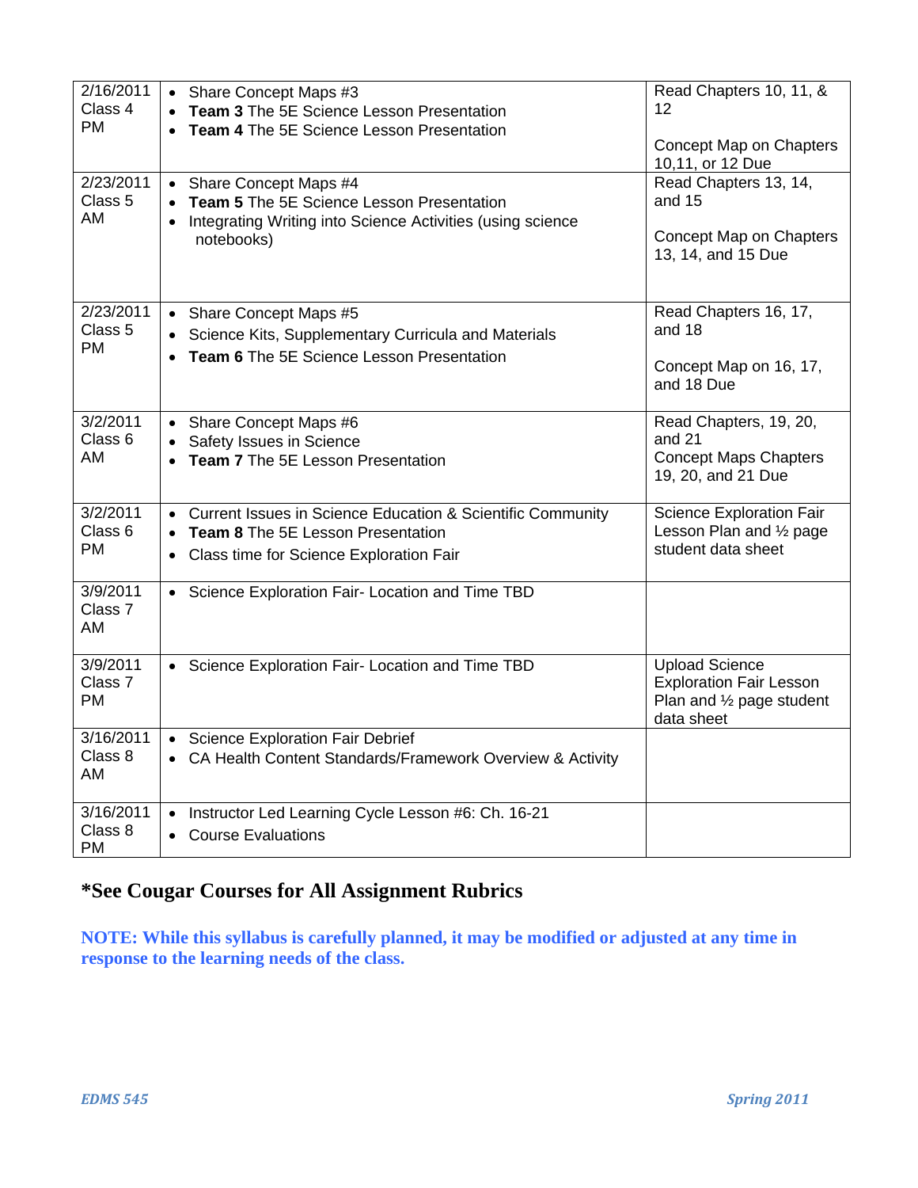| | | |
|---|---|---|
| 2/16/2011 Class 4 PM | • Share Concept Maps #3<br>• **Team 3** The 5E Science Lesson Presentation<br>• **Team 4** The 5E Science Lesson Presentation | Read Chapters 10, 11, & 12<br><br>Concept Map on Chapters 10,11, or 12 Due |
| 2/23/2011 Class 5 AM | • Share Concept Maps #4<br>• **Team 5** The 5E Science Lesson Presentation<br>• Integrating Writing into Science Activities (using science notebooks) | Read Chapters 13, 14, and 15<br><br>Concept Map on Chapters 13, 14, and 15 Due |
| 2/23/2011 Class 5 PM | • Share Concept Maps #5<br>• Science Kits, Supplementary Curricula and Materials<br>• **Team 6** The 5E Science Lesson Presentation | Read Chapters 16, 17, and 18<br><br>Concept Map on 16, 17, and 18 Due |
| 3/2/2011 Class 6 AM | • Share Concept Maps #6<br>• Safety Issues in Science<br>• **Team 7** The 5E Lesson Presentation | Read Chapters, 19, 20, and 21<br>Concept Maps Chapters 19, 20, and 21 Due |
| 3/2/2011 Class 6 PM | • Current Issues in Science Education & Scientific Community<br>• **Team 8** The 5E Lesson Presentation<br>• Class time for Science Exploration Fair | Science Exploration Fair Lesson Plan and ½ page student data sheet |
| 3/9/2011 Class 7 AM | • Science Exploration Fair- Location and Time TBD | |
| 3/9/2011 Class 7 PM | • Science Exploration Fair- Location and Time TBD | Upload Science Exploration Fair Lesson Plan and ½ page student data sheet |
| 3/16/2011 Class 8 AM | • Science Exploration Fair Debrief<br>• CA Health Content Standards/Framework Overview & Activity | |
| 3/16/2011 Class 8 PM | • Instructor Led Learning Cycle Lesson #6: Ch. 16-21<br>• Course Evaluations | |

## *See Cougar Courses for All Assignment Rubrics

**NOTE: While this syllabus is carefully planned, it may be modified or adjusted at any time in response to the learning needs of the class.**